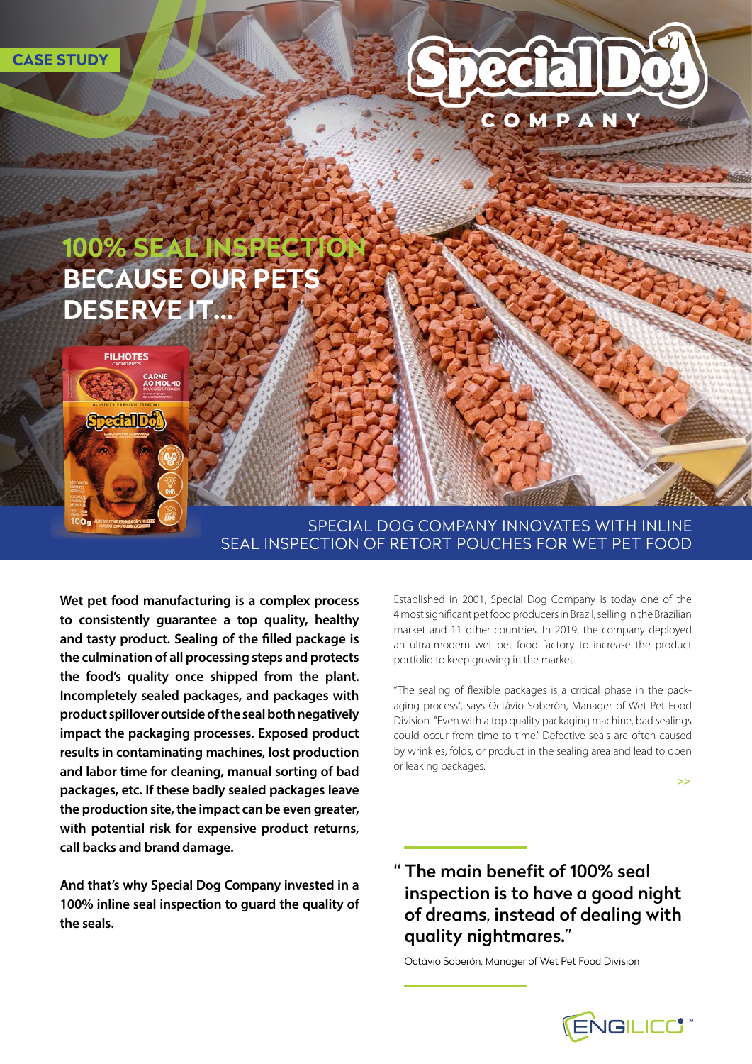CASE STUDY

# 100% SEAL INSPECTION BECAUSE OUR PETS DESERVE IT...

## SPECIAL DOG COMPANY INNOVATES WITH INLINE SEAL INSPECTION OF RETORT POUCHES FOR WET PET FOOD

**Wet pet food manufacturing is a complex process to consistently guarantee a top quality, healthy and tasty product. Sealing of the filled package is the culmination of all processing steps and protects the food's quality once shipped from the plant. Incompletely sealed packages, and packages with product spillover outside of the seal both negatively impact the packaging processes. Exposed product results in contaminating machines, lost production and labor time for cleaning, manual sorting of bad packages, etc. If these badly sealed packages leave the production site, the impact can be even greater, with potential risk for expensive product returns, call backs and brand damage.**

**And that's why Special Dog Company invested in a 100% inline seal inspection to guard the quality of the seals.**

Established in 2001, Special Dog Company is today one of the 4 most significant pet food producers in Brazil, selling in the Brazilian market and 11 other countries. In 2019, the company deployed an ultra-modern wet pet food factory to increase the product portfolio to keep growing in the market.

"The sealing of flexible packages is a critical phase in the packaging process.", says Octávio Soberón, Manager of Wet Pet Food Division. "Even with a top quality packaging machine, bad sealings could occur from time to time." Defective seals are often caused by wrinkles, folds, or product in the sealing area and lead to open or leaking packages.

>>

> "The main benefit of 100% seal inspection is to have a good night of dreams, instead of dealing with quality nightmares."
>
> Octávio Soberón, Manager of Wet Pet Food Division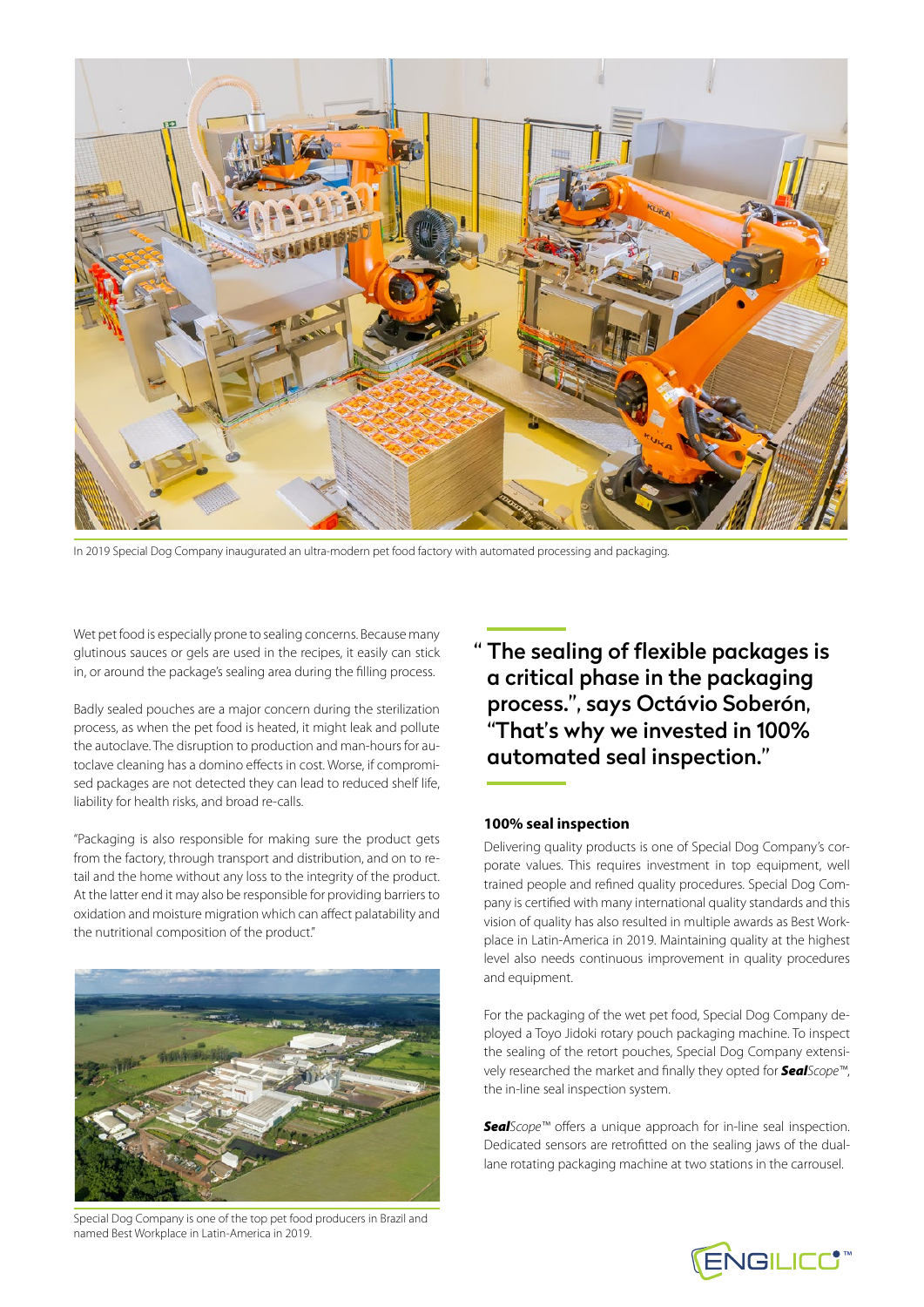In 2019 Special Dog Company inaugurated an ultra-modern pet food factory with automated processing and packaging.

Wet pet food is especially prone to sealing concerns. Because many glutinous sauces or gels are used in the recipes, it easily can stick in, or around the package's sealing area during the filling process.

Badly sealed pouches are a major concern during the sterilization process, as when the pet food is heated, it might leak and pollute the autoclave. The disruption to production and man-hours for autoclave cleaning has a domino effects in cost. Worse, if compromised packages are not detected they can lead to reduced shelf life, liability for health risks, and broad re-calls.

"Packaging is also responsible for making sure the product gets from the factory, through transport and distribution, and on to retail and the home without any loss to the integrity of the product. At the latter end it may also be responsible for providing barriers to oxidation and moisture migration which can affect palatability and the nutritional composition of the product."

Special Dog Company is one of the top pet food producers in Brazil and named Best Workplace in Latin-America in 2019.

> " The sealing of flexible packages is a critical phase in the packaging process.", says Octávio Soberón, "That's why we invested in 100% automated seal inspection."

**100% seal inspection**

Delivering quality products is one of Special Dog Company's corporate values. This requires investment in top equipment, well trained people and refined quality procedures. Special Dog Company is certified with many international quality standards and this vision of quality has also resulted in multiple awards as Best Workplace in Latin-America in 2019. Maintaining quality at the highest level also needs continuous improvement in quality procedures and equipment.

For the packaging of the wet pet food, Special Dog Company deployed a Toyo Jidoki rotary pouch packaging machine. To inspect the sealing of the retort pouches, Special Dog Company extensively researched the market and finally they opted for ***Seal****Scope*™, the in-line seal inspection system.

***Seal****Scope*™ offers a unique approach for in-line seal inspection. Dedicated sensors are retrofitted on the sealing jaws of the dual-lane rotating packaging machine at two stations in the carrousel.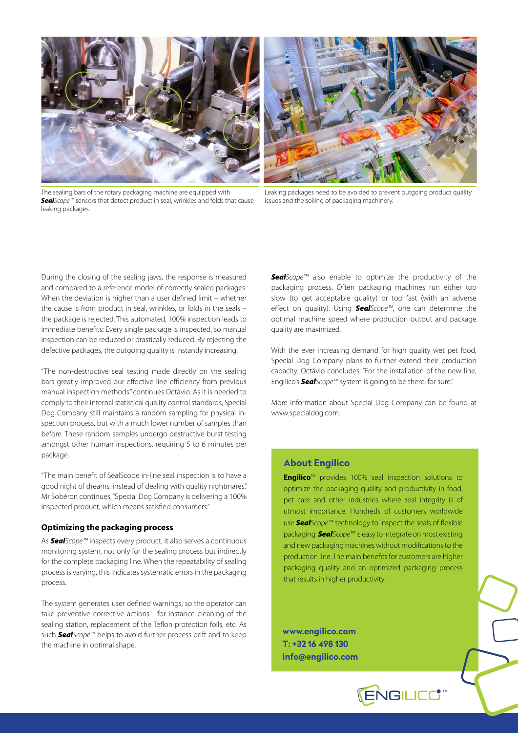The sealing bars of the rotary packaging machine are equipped with ***Seal****Scope*™ sensors that detect product in seal, wrinkles and folds that cause leaking packages.

Leaking packages need to be avoided to prevent outgoing product quality issues and the soiling of packaging machinery.

During the closing of the sealing jaws, the response is measured and compared to a reference model of correctly sealed packages. When the deviation is higher than a user defined limit – whether the cause is from product in seal, wrinkles, or folds in the seals – the package is rejected. This automated, 100% inspection leads to immediate benefits: Every single package is inspected, so manual inspection can be reduced or drastically reduced. By rejecting the defective packages, the outgoing quality is instantly increasing.

"The non-destructive seal testing made directly on the sealing bars greatly improved our effective line efficiency from previous manual inspection methods." continues Octávio. As it is needed to comply to their internal statistical quality control standards, Special Dog Company still maintains a random sampling for physical inspection process, but with a much lower number of samples than before. These random samples undergo destructive burst testing amongst other human inspections, requiring 5 to 6 minutes per package.

"The main benefit of SealScope in-line seal inspection is to have a good night of dreams, instead of dealing with quality nightmares." Mr Sobéron continues, "Special Dog Company is delivering a 100% inspected product, which means satisfied consumers."

### Optimizing the packaging process

As ***Seal****Scope*™ inspects every product, it also serves a continuous monitoring system, not only for the sealing process but indirectly for the complete packaging line. When the repeatability of sealing process is varying, this indicates systematic errors in the packaging process.

The system generates user defined warnings, so the operator can take preventive corrective actions - for instance cleaning of the sealing station, replacement of the Teflon protection foils, etc. As such ***Seal****Scope*™ helps to avoid further process drift and to keep the machine in optimal shape.

***Seal****Scope*™ also enable to optimize the productivity of the packaging process. Often packaging machines run either too slow (to get acceptable quality) or too fast (with an adverse effect on quality). Using ***Seal****Scope*™, one can determine the optimal machine speed where production output and package quality are maximized.

With the ever increasing demand for high quality wet pet food, Special Dog Company plans to further extend their production capacity. Octávio concludes: "For the installation of the new line, Engilico's ***Seal****Scope*™ system is going to be there, for sure."

More information about Special Dog Company can be found at www.specialdog.com.

### About Engilico

**Engilico**™ provides 100% seal inspection solutions to optimize the packaging quality and productivity in food, pet care and other industries where seal integrity is of utmost importance. Hundreds of customers worldwide use ***Seal****Scope*™ technology to inspect the seals of flexible packaging. ***Seal****Scope*™ is easy to integrate on most existing and new packaging machines without modifications to the production line. The main benefits for customers are higher packaging quality and an optimized packaging process that results in higher productivity.

**www.engilico.com**
**T: +32 16 498 130**
**info@engilico.com**

ENGILICO™